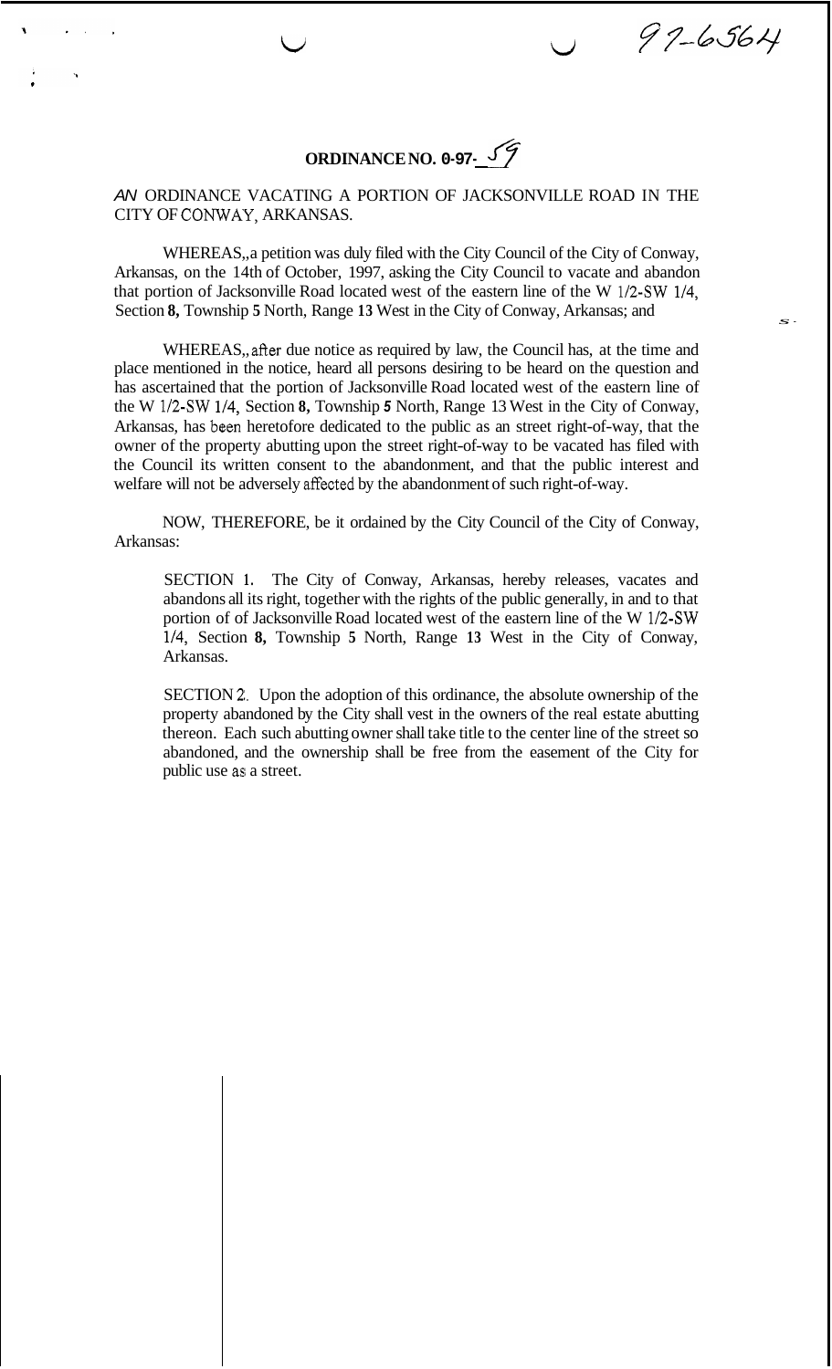97-6564

# ORDINANCE NO. 0-97-59

AN ORDINANCE VACATING A PORTION OF JACKSONVILLE ROAD IN THE CITY OF CONWAY, ARKANSAS.

WHEREAS,,a petition was duly filed with the City Council of the City of Conway, Arkansas, on the 14th of October, 1997, asking the City Council to vacate and abandon that portion of Jacksonville Road located west of the eastern line of the W 1/2-SW 1/4, Section **8,** Township **5** North, Range **13** West in the City of Conway, Arkansas; and

WHEREAS,, after due notice as required by law, the Council has, at the time and place mentioned in the notice, heard all persons desiring to be heard on the question and has ascertained that the portion of Jacksonville Road located west of the eastern line of the W 1/2-SW 1/4, Section **8,** Township **5** North, Range 13 West in the City of Conway, Arkansas, has been heretofore dedicated to the public as an street right-of-way, that the owner of the property abutting upon the street right-of-way to be vacated has filed with the Council its written consent to the abandonment, and that the public interest and welfare will not be adversely affected by the abandonment of such right-of-way.

NOW, THEREFORE, be it ordained by the City Council of the City of Conway, Arkansas:

SECTION 1. The City of Conway, Arkansas, hereby releases, vacates and abandons all its right, together with the rights of the public generally, in and to that portion of of Jacksonville Road located west of the eastern line of the W 1/2-SW 1/4, Section **8,** Township **5** North, Range **13** West in the City of Conway, Arkansas.

SECTION 2. Upon the adoption of this ordinance, the absolute ownership of the property abandoned by the City shall vest in the owners of the real estate abutting thereon. Each such abutting owner shall take title to the center line of the street so abandoned, and the ownership shall be free from the easement of the City for public use as a street.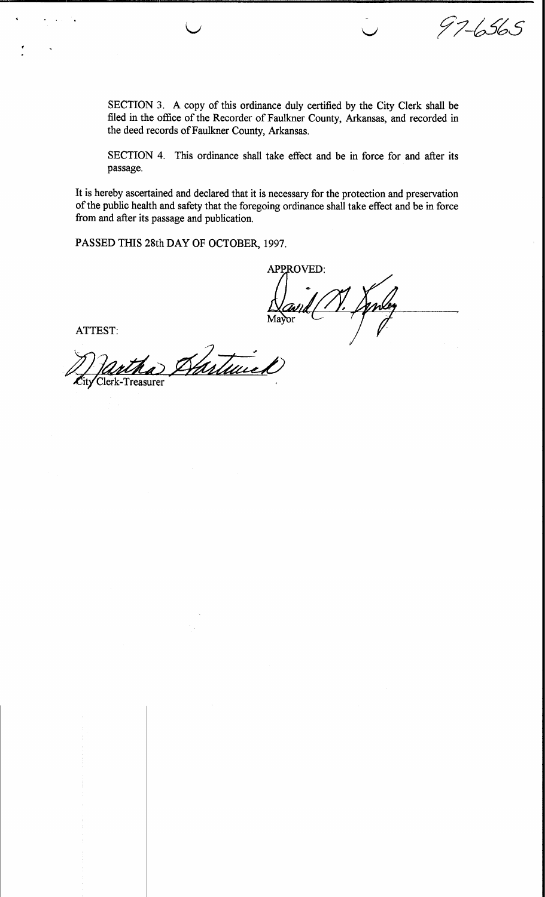97-6565

SECTION 3. A copy of this ordinance duly certified by the City Clerk shall be filed in the office of the Recorder of Faulkner County, Arkansas, and recorded in the deed records of Faulkner County, Arkansas.

SECTION 4. This ordinance shall take effect and be in force for and after its passage.

It is hereby ascertained and declared that it is necessary for the protection and preservation of the public health and safety that the foregoing ordinance shall take effect and be in force from and after its passage and publication.

PASSED THIS 28th DAY OF OCTOBER, 1997.

APPROVED:

David N. Kinley
Mayor

ATTEST:

Martha Hartwick
City Clerk-Treasurer